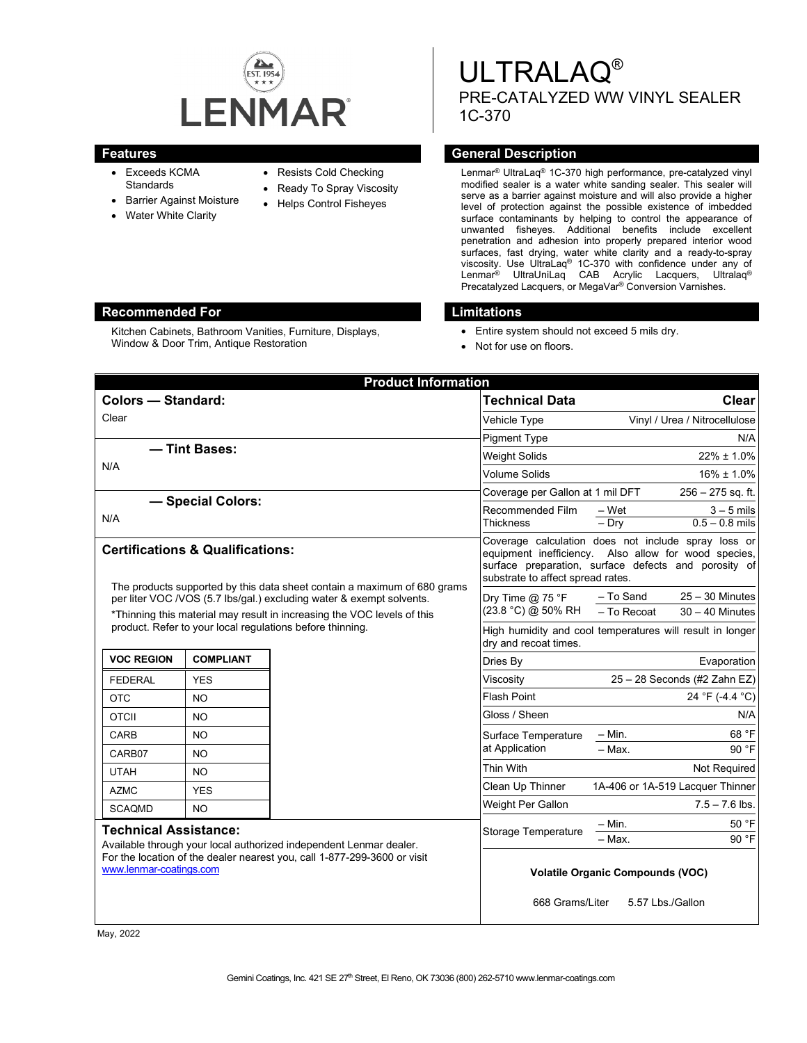LENMAR

# ULTRALAQ®

## PRE-CATALYZED WW VINYL SEALER
## 1C-370

## Features

- Exceeds KCMA Standards
- Barrier Against Moisture
- Water White Clarity
- Resists Cold Checking
- Ready To Spray Viscosity
- Helps Control Fisheyes

## General Description

Lenmar® UltraLaq® 1C-370 high performance, pre-catalyzed vinyl modified sealer is a water white sanding sealer. This sealer will serve as a barrier against moisture and will also provide a higher level of protection against the possible existence of imbedded surface contaminants by helping to control the appearance of unwanted fisheyes. Additional benefits include excellent penetration and adhesion into properly prepared interior wood surfaces, fast drying, water white clarity and a ready-to-spray viscosity. Use UltraLaq® 1C-370 with confidence under any of Lenmar® UltraUniLaq CAB Acrylic Lacquers, Ultralaq® Precatalyzed Lacquers, or MegaVar® Conversion Varnishes.

## Recommended For

Kitchen Cabinets, Bathroom Vanities, Furniture, Displays, Window & Door Trim, Antique Restoration

## Limitations

- Entire system should not exceed 5 mils dry.
- Not for use on floors.

## Product Information

### Colors — Standard:

Clear

### — Tint Bases:

N/A

### — Special Colors:

N/A

### Certifications & Qualifications:

The products supported by this data sheet contain a maximum of 680 grams per liter VOC /VOS (5.7 lbs/gal.) excluding water & exempt solvents.

*Thinning this material may result in increasing the VOC levels of this product. Refer to your local regulations before thinning.

| VOC REGION | COMPLIANT |
|---|---|
| FEDERAL | YES |
| OTC | NO |
| OTCII | NO |
| CARB | NO |
| CARB07 | NO |
| UTAH | NO |
| AZMC | YES |
| SCAQMD | NO |

### Technical Assistance:

Available through your local authorized independent Lenmar dealer. For the location of the dealer nearest you, call 1-877-299-3600 or visit www.lenmar-coatings.com

| Technical Data | | Clear |
|---|---|---|
| Vehicle Type | | Vinyl / Urea / Nitrocellulose |
| Pigment Type | | N/A |
| Weight Solids | | 22% ± 1.0% |
| Volume Solids | | 16% ± 1.0% |
| Coverage per Gallon at 1 mil DFT | | 256 – 275 sq. ft. |
| Recommended Film Thickness | – Wet | 3 – 5 mils |
| | – Dry | 0.5 – 0.8 mils |
| Coverage calculation does not include spray loss or equipment inefficiency. Also allow for wood species, surface preparation, surface defects and porosity of substrate to affect spread rates. | | |
| Dry Time @ 75 °F (23.8 °C) @ 50% RH | – To Sand | 25 – 30 Minutes |
| | – To Recoat | 30 – 40 Minutes |
| High humidity and cool temperatures will result in longer dry and recoat times. | | |
| Dries By | | Evaporation |
| Viscosity | | 25 – 28 Seconds (#2 Zahn EZ) |
| Flash Point | | 24 °F (-4.4 °C) |
| Gloss / Sheen | | N/A |
| Surface Temperature at Application | – Min. | 68 °F |
| | – Max. | 90 °F |
| Thin With | | Not Required |
| Clean Up Thinner | | 1A-406 or 1A-519 Lacquer Thinner |
| Weight Per Gallon | | 7.5 – 7.6 lbs. |
| Storage Temperature | – Min. | 50 °F |
| | – Max. | 90 °F |

**Volatile Organic Compounds (VOC)**

668 Grams/Liter 5.57 Lbs./Gallon

May, 2022

Gemini Coatings, Inc. 421 SE 27th Street, El Reno, OK 73036 (800) 262-5710 www.lenmar-coatings.com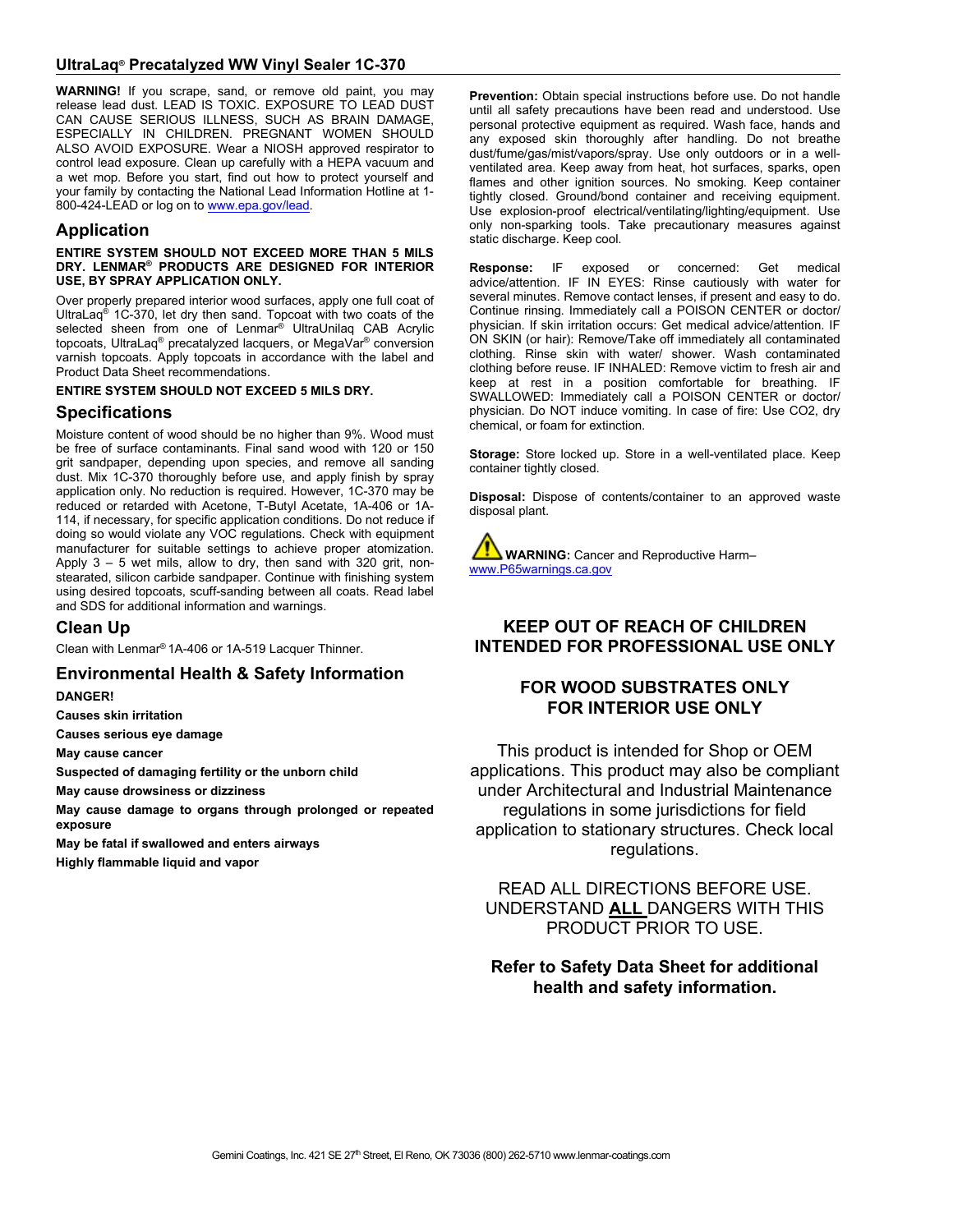**UltraLaq® Precatalyzed WW Vinyl Sealer 1C-370**

**WARNING!** If you scrape, sand, or remove old paint, you may release lead dust. LEAD IS TOXIC. EXPOSURE TO LEAD DUST CAN CAUSE SERIOUS ILLNESS, SUCH AS BRAIN DAMAGE, ESPECIALLY IN CHILDREN. PREGNANT WOMEN SHOULD ALSO AVOID EXPOSURE. Wear a NIOSH approved respirator to control lead exposure. Clean up carefully with a HEPA vacuum and a wet mop. Before you start, find out how to protect yourself and your family by contacting the National Lead Information Hotline at 1-800-424-LEAD or log on to www.epa.gov/lead.

## Application

**ENTIRE SYSTEM SHOULD NOT EXCEED MORE THAN 5 MILS DRY. LENMAR® PRODUCTS ARE DESIGNED FOR INTERIOR USE, BY SPRAY APPLICATION ONLY.**

Over properly prepared interior wood surfaces, apply one full coat of UltraLaq® 1C-370, let dry then sand. Topcoat with two coats of the selected sheen from one of Lenmar® UltraUnilaq CAB Acrylic topcoats, UltraLaq® precatalyzed lacquers, or MegaVar® conversion varnish topcoats. Apply topcoats in accordance with the label and Product Data Sheet recommendations.

**ENTIRE SYSTEM SHOULD NOT EXCEED 5 MILS DRY.**

## Specifications

Moisture content of wood should be no higher than 9%. Wood must be free of surface contaminants. Final sand wood with 120 or 150 grit sandpaper, depending upon species, and remove all sanding dust. Mix 1C-370 thoroughly before use, and apply finish by spray application only. No reduction is required. However, 1C-370 may be reduced or retarded with Acetone, T-Butyl Acetate, 1A-406 or 1A-114, if necessary, for specific application conditions. Do not reduce if doing so would violate any VOC regulations. Check with equipment manufacturer for suitable settings to achieve proper atomization. Apply 3 – 5 wet mils, allow to dry, then sand with 320 grit, non-stearated, silicon carbide sandpaper. Continue with finishing system using desired topcoats, scuff-sanding between all coats. Read label and SDS for additional information and warnings.

## Clean Up

Clean with Lenmar® 1A-406 or 1A-519 Lacquer Thinner.

## Environmental Health & Safety Information

**DANGER!**

**Causes skin irritation**

**Causes serious eye damage**

**May cause cancer**

**Suspected of damaging fertility or the unborn child**

**May cause drowsiness or dizziness**

**May cause damage to organs through prolonged or repeated exposure**

**May be fatal if swallowed and enters airways**

**Highly flammable liquid and vapor**

**Prevention:** Obtain special instructions before use. Do not handle until all safety precautions have been read and understood. Use personal protective equipment as required. Wash face, hands and any exposed skin thoroughly after handling. Do not breathe dust/fume/gas/mist/vapors/spray. Use only outdoors or in a well-ventilated area. Keep away from heat, hot surfaces, sparks, open flames and other ignition sources. No smoking. Keep container tightly closed. Ground/bond container and receiving equipment. Use explosion-proof electrical/ventilating/lighting/equipment. Use only non-sparking tools. Take precautionary measures against static discharge. Keep cool.

**Response:** IF exposed or concerned: Get medical advice/attention. IF IN EYES: Rinse cautiously with water for several minutes. Remove contact lenses, if present and easy to do. Continue rinsing. Immediately call a POISON CENTER or doctor/physician. If skin irritation occurs: Get medical advice/attention. IF ON SKIN (or hair): Remove/Take off immediately all contaminated clothing. Rinse skin with water/ shower. Wash contaminated clothing before reuse. IF INHALED: Remove victim to fresh air and keep at rest in a position comfortable for breathing. IF SWALLOWED: Immediately call a POISON CENTER or doctor/physician. Do NOT induce vomiting. In case of fire: Use CO2, dry chemical, or foam for extinction.

**Storage:** Store locked up. Store in a well-ventilated place. Keep container tightly closed.

**Disposal:** Dispose of contents/container to an approved waste disposal plant.

**WARNING:** Cancer and Reproductive Harm– www.P65warnings.ca.gov

**KEEP OUT OF REACH OF CHILDREN**
**INTENDED FOR PROFESSIONAL USE ONLY**

**FOR WOOD SUBSTRATES ONLY**
**FOR INTERIOR USE ONLY**

This product is intended for Shop or OEM applications. This product may also be compliant under Architectural and Industrial Maintenance regulations in some jurisdictions for field application to stationary structures. Check local regulations.

READ ALL DIRECTIONS BEFORE USE. UNDERSTAND **ALL** DANGERS WITH THIS PRODUCT PRIOR TO USE.

**Refer to Safety Data Sheet for additional health and safety information.**

Gemini Coatings, Inc. 421 SE 27th Street, El Reno, OK 73036 (800) 262-5710 www.lenmar-coatings.com